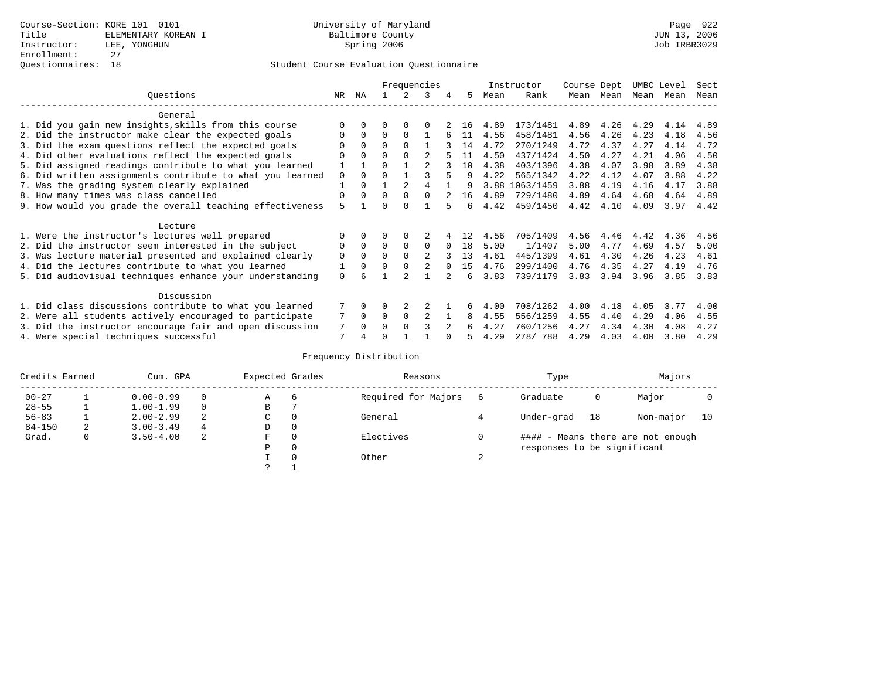Course-Section: KORE 101 0101
Title: ELEMENTARY KOREAN I
Instructor: LEE, YONGHUN
Enrollment: 27
Questionnaires: 18

University of Maryland
Baltimore County
Spring 2006

Page 922
JUN 13, 2006
Job IRBR3029

## Student Course Evaluation Questionnaire

| Questions | NR | NA | 1 | 2 | 3 | 4 | 5 | Instructor Mean | Instructor Rank | Course Mean | Dept Mean | UMBC Mean | Level Mean | Sect Mean |
|---|---|---|---|---|---|---|---|---|---|---|---|---|---|---|
| **General** | | | | | | | | | | | | | | |
| 1. Did you gain new insights,skills from this course | 0 | 0 | 0 | 0 | 0 | 2 | 16 | 4.89 | 173/1481 | 4.89 | 4.26 | 4.29 | 4.14 | 4.89 |
| 2. Did the instructor make clear the expected goals | 0 | 0 | 0 | 0 | 1 | 6 | 11 | 4.56 | 458/1481 | 4.56 | 4.26 | 4.23 | 4.18 | 4.56 |
| 3. Did the exam questions reflect the expected goals | 0 | 0 | 0 | 0 | 1 | 3 | 14 | 4.72 | 270/1249 | 4.72 | 4.37 | 4.27 | 4.14 | 4.72 |
| 4. Did other evaluations reflect the expected goals | 0 | 0 | 0 | 0 | 2 | 5 | 11 | 4.50 | 437/1424 | 4.50 | 4.27 | 4.21 | 4.06 | 4.50 |
| 5. Did assigned readings contribute to what you learned | 1 | 1 | 0 | 1 | 2 | 3 | 10 | 4.38 | 403/1396 | 4.38 | 4.07 | 3.98 | 3.89 | 4.38 |
| 6. Did written assignments contribute to what you learned | 0 | 0 | 0 | 1 | 3 | 5 | 9 | 4.22 | 565/1342 | 4.22 | 4.12 | 4.07 | 3.88 | 4.22 |
| 7. Was the grading system clearly explained | 1 | 0 | 1 | 2 | 4 | 1 | 9 | 3.88 | 1063/1459 | 3.88 | 4.19 | 4.16 | 4.17 | 3.88 |
| 8. How many times was class cancelled | 0 | 0 | 0 | 0 | 0 | 2 | 16 | 4.89 | 729/1480 | 4.89 | 4.64 | 4.68 | 4.64 | 4.89 |
| 9. How would you grade the overall teaching effectiveness | 5 | 1 | 0 | 0 | 1 | 5 | 6 | 4.42 | 459/1450 | 4.42 | 4.10 | 4.09 | 3.97 | 4.42 |
| **Lecture** | | | | | | | | | | | | | | |
| 1. Were the instructor's lectures well prepared | 0 | 0 | 0 | 0 | 2 | 4 | 12 | 4.56 | 705/1409 | 4.56 | 4.46 | 4.42 | 4.36 | 4.56 |
| 2. Did the instructor seem interested in the subject | 0 | 0 | 0 | 0 | 0 | 0 | 18 | 5.00 | 1/1407 | 5.00 | 4.77 | 4.69 | 4.57 | 5.00 |
| 3. Was lecture material presented and explained clearly | 0 | 0 | 0 | 0 | 2 | 3 | 13 | 4.61 | 445/1399 | 4.61 | 4.30 | 4.26 | 4.23 | 4.61 |
| 4. Did the lectures contribute to what you learned | 1 | 0 | 0 | 0 | 2 | 0 | 15 | 4.76 | 299/1400 | 4.76 | 4.35 | 4.27 | 4.19 | 4.76 |
| 5. Did audiovisual techniques enhance your understanding | 0 | 6 | 1 | 2 | 1 | 2 | 6 | 3.83 | 739/1179 | 3.83 | 3.94 | 3.96 | 3.85 | 3.83 |
| **Discussion** | | | | | | | | | | | | | | |
| 1. Did class discussions contribute to what you learned | 7 | 0 | 0 | 2 | 2 | 1 | 6 | 4.00 | 708/1262 | 4.00 | 4.18 | 4.05 | 3.77 | 4.00 |
| 2. Were all students actively encouraged to participate | 7 | 0 | 0 | 0 | 2 | 1 | 8 | 4.55 | 556/1259 | 4.55 | 4.40 | 4.29 | 4.06 | 4.55 |
| 3. Did the instructor encourage fair and open discussion | 7 | 0 | 0 | 0 | 3 | 2 | 6 | 4.27 | 760/1256 | 4.27 | 4.34 | 4.30 | 4.08 | 4.27 |
| 4. Were special techniques successful | 7 | 4 | 0 | 1 | 1 | 0 | 5 | 4.29 | 278/ 788 | 4.29 | 4.03 | 4.00 | 3.80 | 4.29 |

### Frequency Distribution

| Credits Earned | | Cum. GPA | | Expected Grades | | Reasons | | Type | | Majors | |
|---|---|---|---|---|---|---|---|---|---|---|---|
| 00-27 | 1 | 0.00-0.99 | 0 | A | 6 | Required for Majors | 6 | Graduate | 0 | Major | 0 |
| 28-55 | 1 | 1.00-1.99 | 0 | B | 7 | | | | | | |
| 56-83 | 1 | 2.00-2.99 | 2 | C | 0 | General | 4 | Under-grad | 18 | Non-major | 10 |
| 84-150 | 2 | 3.00-3.49 | 4 | D | 0 | | | | | | |
| Grad. | 0 | 3.50-4.00 | 2 | F | 0 | Electives | 0 | #### - Means there are not enough responses to be significant | | | |
| | | | | P | 0 | | | | | | |
| | | | | I | 0 | Other | 2 | | | | |
| | | | | ? | 1 | | | | | | |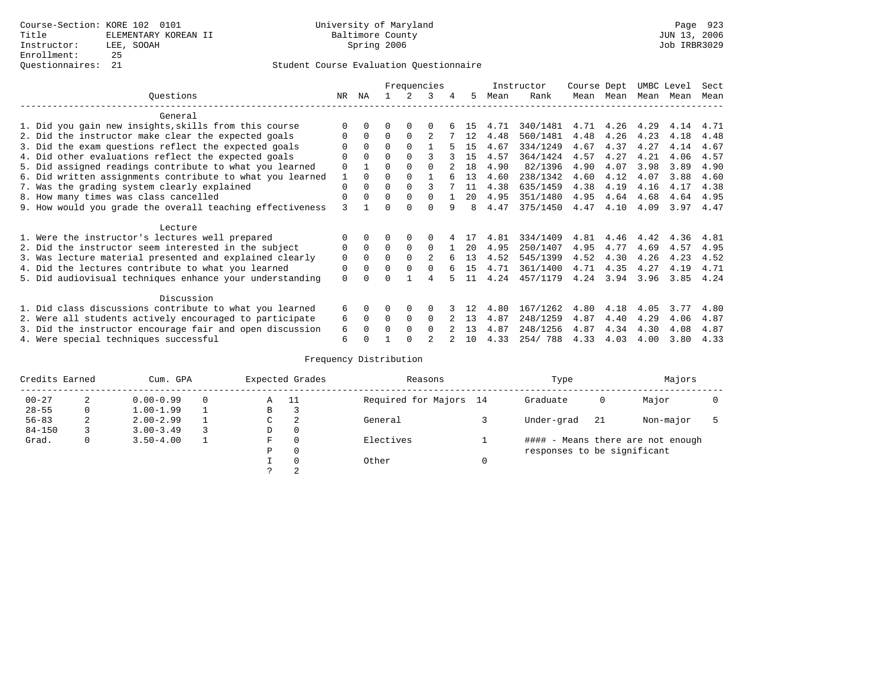Course-Section: KORE 102 0101
Title: ELEMENTARY KOREAN II
Instructor: LEE, SOOAH
Enrollment: 25
Questionnaires: 21

University of Maryland
Baltimore County
Spring 2006

JUN 13, 2006
Job IRBR3029

## Student Course Evaluation Questionnaire

| Questions | NR | NA | 1 | 2 | 3 | 4 | 5 | Instructor Mean | Instructor Rank | Course Mean | Dept Mean | UMBC Mean | Level Mean | Sect Mean |
|---|---|---|---|---|---|---|---|---|---|---|---|---|---|---|
| **General** | | | | | | | | | | | | | | |
| 1. Did you gain new insights,skills from this course | 0 | 0 | 0 | 0 | 0 | 6 | 15 | 4.71 | 340/1481 | 4.71 | 4.26 | 4.29 | 4.14 | 4.71 |
| 2. Did the instructor make clear the expected goals | 0 | 0 | 0 | 0 | 2 | 7 | 12 | 4.48 | 560/1481 | 4.48 | 4.26 | 4.23 | 4.18 | 4.48 |
| 3. Did the exam questions reflect the expected goals | 0 | 0 | 0 | 0 | 1 | 5 | 15 | 4.67 | 334/1249 | 4.67 | 4.37 | 4.27 | 4.14 | 4.67 |
| 4. Did other evaluations reflect the expected goals | 0 | 0 | 0 | 0 | 3 | 3 | 15 | 4.57 | 364/1424 | 4.57 | 4.27 | 4.21 | 4.06 | 4.57 |
| 5. Did assigned readings contribute to what you learned | 0 | 1 | 0 | 0 | 0 | 2 | 18 | 4.90 | 82/1396 | 4.90 | 4.07 | 3.98 | 3.89 | 4.90 |
| 6. Did written assignments contribute to what you learned | 1 | 0 | 0 | 0 | 1 | 6 | 13 | 4.60 | 238/1342 | 4.60 | 4.12 | 4.07 | 3.88 | 4.60 |
| 7. Was the grading system clearly explained | 0 | 0 | 0 | 0 | 3 | 7 | 11 | 4.38 | 635/1459 | 4.38 | 4.19 | 4.16 | 4.17 | 4.38 |
| 8. How many times was class cancelled | 0 | 0 | 0 | 0 | 0 | 1 | 20 | 4.95 | 351/1480 | 4.95 | 4.64 | 4.68 | 4.64 | 4.95 |
| 9. How would you grade the overall teaching effectiveness | 3 | 1 | 0 | 0 | 0 | 9 | 8 | 4.47 | 375/1450 | 4.47 | 4.10 | 4.09 | 3.97 | 4.47 |
| **Lecture** | | | | | | | | | | | | | | |
| 1. Were the instructor's lectures well prepared | 0 | 0 | 0 | 0 | 0 | 4 | 17 | 4.81 | 334/1409 | 4.81 | 4.46 | 4.42 | 4.36 | 4.81 |
| 2. Did the instructor seem interested in the subject | 0 | 0 | 0 | 0 | 0 | 1 | 20 | 4.95 | 250/1407 | 4.95 | 4.77 | 4.69 | 4.57 | 4.95 |
| 3. Was lecture material presented and explained clearly | 0 | 0 | 0 | 0 | 2 | 6 | 13 | 4.52 | 545/1399 | 4.52 | 4.30 | 4.26 | 4.23 | 4.52 |
| 4. Did the lectures contribute to what you learned | 0 | 0 | 0 | 0 | 0 | 6 | 15 | 4.71 | 361/1400 | 4.71 | 4.35 | 4.27 | 4.19 | 4.71 |
| 5. Did audiovisual techniques enhance your understanding | 0 | 0 | 0 | 1 | 4 | 5 | 11 | 4.24 | 457/1179 | 4.24 | 3.94 | 3.96 | 3.85 | 4.24 |
| **Discussion** | | | | | | | | | | | | | | |
| 1. Did class discussions contribute to what you learned | 6 | 0 | 0 | 0 | 0 | 3 | 12 | 4.80 | 167/1262 | 4.80 | 4.18 | 4.05 | 3.77 | 4.80 |
| 2. Were all students actively encouraged to participate | 6 | 0 | 0 | 0 | 0 | 2 | 13 | 4.87 | 248/1259 | 4.87 | 4.40 | 4.29 | 4.06 | 4.87 |
| 3. Did the instructor encourage fair and open discussion | 6 | 0 | 0 | 0 | 0 | 2 | 13 | 4.87 | 248/1256 | 4.87 | 4.34 | 4.30 | 4.08 | 4.87 |
| 4. Were special techniques successful | 6 | 0 | 1 | 0 | 2 | 2 | 10 | 4.33 | 254/ 788 | 4.33 | 4.03 | 4.00 | 3.80 | 4.33 |

## Frequency Distribution

| Credits Earned | | Cum. GPA | | Expected Grades | | Reasons | | Type | | Majors | |
|---|---|---|---|---|---|---|---|---|---|---|---|
| 00-27 | 2 | 0.00-0.99 | 0 | A | 11 | Required for Majors | 14 | Graduate | 0 | Major | 0 |
| 28-55 | 0 | 1.00-1.99 | 1 | B | 3 | | | | | | |
| 56-83 | 2 | 2.00-2.99 | 1 | C | 2 | General | 3 | Under-grad | 21 | Non-major | 5 |
| 84-150 | 3 | 3.00-3.49 | 3 | D | 0 | | | | | | |
| Grad. | 0 | 3.50-4.00 | 1 | F | 0 | Electives | 1 | | | | |
| | | | | P | 0 | | | | | | |
| | | | | I | 0 | Other | 0 | | | | |
| | | | | ? | 2 | | | | | | |

#### - Means there are not enough responses to be significant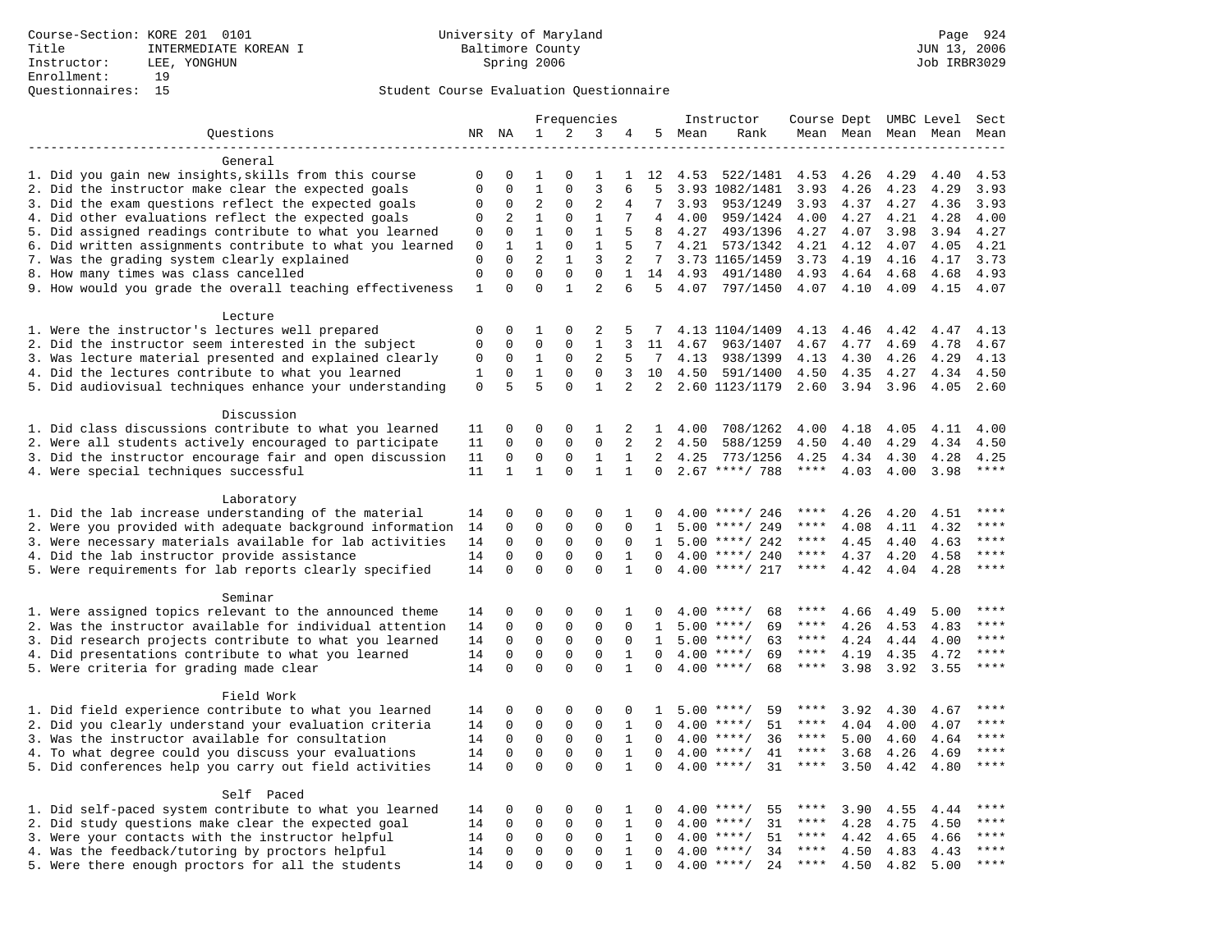Course-Section: KORE 201 0101
Title: INTERMEDIATE KOREAN I
Instructor: LEE, YONGHUN
Enrollment: 19
Questionnaires: 15

University of Maryland
Baltimore County
Spring 2006

JUN 13, 2006
Job IRBR3029

Student Course Evaluation Questionnaire

| Questions | NR | NA | 1 | 2 | 3 | 4 | 5 | Instructor Mean | Rank | Course Mean | Dept Mean | UMBC Mean | Level Mean | Sect Mean |
|---|---|---|---|---|---|---|---|---|---|---|---|---|---|---|
| **General** | | | | | | | | | | | | | | |
| 1. Did you gain new insights,skills from this course | 0 | 0 | 1 | 0 | 1 | 1 | 12 | 4.53 | 522/1481 | 4.53 | 4.26 | 4.29 | 4.40 | 4.53 |
| 2. Did the instructor make clear the expected goals | 0 | 0 | 1 | 0 | 3 | 6 | 5 | 3.93 | 1082/1481 | 3.93 | 4.26 | 4.23 | 4.29 | 3.93 |
| 3. Did the exam questions reflect the expected goals | 0 | 0 | 2 | 0 | 2 | 4 | 7 | 3.93 | 953/1249 | 3.93 | 4.37 | 4.27 | 4.36 | 3.93 |
| 4. Did other evaluations reflect the expected goals | 0 | 2 | 1 | 0 | 1 | 7 | 4 | 4.00 | 959/1424 | 4.00 | 4.27 | 4.21 | 4.28 | 4.00 |
| 5. Did assigned readings contribute to what you learned | 0 | 0 | 1 | 0 | 1 | 5 | 8 | 4.27 | 493/1396 | 4.27 | 4.07 | 3.98 | 3.94 | 4.27 |
| 6. Did written assignments contribute to what you learned | 0 | 1 | 1 | 0 | 1 | 5 | 7 | 4.21 | 573/1342 | 4.21 | 4.12 | 4.07 | 4.05 | 4.21 |
| 7. Was the grading system clearly explained | 0 | 0 | 2 | 1 | 3 | 2 | 7 | 3.73 | 1165/1459 | 3.73 | 4.19 | 4.16 | 4.17 | 3.73 |
| 8. How many times was class cancelled | 0 | 0 | 0 | 0 | 0 | 1 | 14 | 4.93 | 491/1480 | 4.93 | 4.64 | 4.68 | 4.68 | 4.93 |
| 9. How would you grade the overall teaching effectiveness | 1 | 0 | 0 | 1 | 2 | 6 | 5 | 4.07 | 797/1450 | 4.07 | 4.10 | 4.09 | 4.15 | 4.07 |
| **Lecture** | | | | | | | | | | | | | | |
| 1. Were the instructor's lectures well prepared | 0 | 0 | 1 | 0 | 2 | 5 | 7 | 4.13 | 1104/1409 | 4.13 | 4.46 | 4.42 | 4.47 | 4.13 |
| 2. Did the instructor seem interested in the subject | 0 | 0 | 0 | 0 | 1 | 3 | 11 | 4.67 | 963/1407 | 4.67 | 4.77 | 4.69 | 4.78 | 4.67 |
| 3. Was lecture material presented and explained clearly | 0 | 0 | 1 | 0 | 2 | 5 | 7 | 4.13 | 938/1399 | 4.13 | 4.30 | 4.26 | 4.29 | 4.13 |
| 4. Did the lectures contribute to what you learned | 1 | 0 | 1 | 0 | 0 | 3 | 10 | 4.50 | 591/1400 | 4.50 | 4.35 | 4.27 | 4.34 | 4.50 |
| 5. Did audiovisual techniques enhance your understanding | 0 | 5 | 5 | 0 | 1 | 2 | 2 | 2.60 | 1123/1179 | 2.60 | 3.94 | 3.96 | 4.05 | 2.60 |
| **Discussion** | | | | | | | | | | | | | | |
| 1. Did class discussions contribute to what you learned | 11 | 0 | 0 | 0 | 1 | 2 | 1 | 4.00 | 708/1262 | 4.00 | 4.18 | 4.05 | 4.11 | 4.00 |
| 2. Were all students actively encouraged to participate | 11 | 0 | 0 | 0 | 0 | 2 | 2 | 4.50 | 588/1259 | 4.50 | 4.40 | 4.29 | 4.34 | 4.50 |
| 3. Did the instructor encourage fair and open discussion | 11 | 0 | 0 | 0 | 1 | 1 | 2 | 4.25 | 773/1256 | 4.25 | 4.34 | 4.30 | 4.28 | 4.25 |
| 4. Were special techniques successful | 11 | 1 | 1 | 0 | 1 | 1 | 0 | 2.67 | ****/ 788 | **** | 4.03 | 4.00 | 3.98 | **** |
| **Laboratory** | | | | | | | | | | | | | | |
| 1. Did the lab increase understanding of the material | 14 | 0 | 0 | 0 | 0 | 1 | 0 | 4.00 | ****/ 246 | **** | 4.26 | 4.20 | 4.51 | **** |
| 2. Were you provided with adequate background information | 14 | 0 | 0 | 0 | 0 | 0 | 1 | 5.00 | ****/ 249 | **** | 4.08 | 4.11 | 4.32 | **** |
| 3. Were necessary materials available for lab activities | 14 | 0 | 0 | 0 | 0 | 0 | 1 | 5.00 | ****/ 242 | **** | 4.45 | 4.40 | 4.63 | **** |
| 4. Did the lab instructor provide assistance | 14 | 0 | 0 | 0 | 0 | 1 | 0 | 4.00 | ****/ 240 | **** | 4.37 | 4.20 | 4.58 | **** |
| 5. Were requirements for lab reports clearly specified | 14 | 0 | 0 | 0 | 0 | 1 | 0 | 4.00 | ****/ 217 | **** | 4.42 | 4.04 | 4.28 | **** |
| **Seminar** | | | | | | | | | | | | | | |
| 1. Were assigned topics relevant to the announced theme | 14 | 0 | 0 | 0 | 0 | 1 | 0 | 4.00 | ****/ 68 | **** | 4.66 | 4.49 | 5.00 | **** |
| 2. Was the instructor available for individual attention | 14 | 0 | 0 | 0 | 0 | 0 | 1 | 5.00 | ****/ 69 | **** | 4.26 | 4.53 | 4.83 | **** |
| 3. Did research projects contribute to what you learned | 14 | 0 | 0 | 0 | 0 | 0 | 1 | 5.00 | ****/ 63 | **** | 4.24 | 4.44 | 4.00 | **** |
| 4. Did presentations contribute to what you learned | 14 | 0 | 0 | 0 | 0 | 1 | 0 | 4.00 | ****/ 69 | **** | 4.19 | 4.35 | 4.72 | **** |
| 5. Were criteria for grading made clear | 14 | 0 | 0 | 0 | 0 | 1 | 0 | 4.00 | ****/ 68 | **** | 3.98 | 3.92 | 3.55 | **** |
| **Field Work** | | | | | | | | | | | | | | |
| 1. Did field experience contribute to what you learned | 14 | 0 | 0 | 0 | 0 | 0 | 1 | 5.00 | ****/ 59 | **** | 3.92 | 4.30 | 4.67 | **** |
| 2. Did you clearly understand your evaluation criteria | 14 | 0 | 0 | 0 | 0 | 1 | 0 | 4.00 | ****/ 51 | **** | 4.04 | 4.00 | 4.07 | **** |
| 3. Was the instructor available for consultation | 14 | 0 | 0 | 0 | 0 | 1 | 0 | 4.00 | ****/ 36 | **** | 5.00 | 4.60 | 4.64 | **** |
| 4. To what degree could you discuss your evaluations | 14 | 0 | 0 | 0 | 0 | 1 | 0 | 4.00 | ****/ 41 | **** | 3.68 | 4.26 | 4.69 | **** |
| 5. Did conferences help you carry out field activities | 14 | 0 | 0 | 0 | 0 | 1 | 0 | 4.00 | ****/ 31 | **** | 3.50 | 4.42 | 4.80 | **** |
| **Self Paced** | | | | | | | | | | | | | | |
| 1. Did self-paced system contribute to what you learned | 14 | 0 | 0 | 0 | 0 | 1 | 0 | 4.00 | ****/ 55 | **** | 3.90 | 4.55 | 4.44 | **** |
| 2. Did study questions make clear the expected goal | 14 | 0 | 0 | 0 | 0 | 1 | 0 | 4.00 | ****/ 31 | **** | 4.28 | 4.75 | 4.50 | **** |
| 3. Were your contacts with the instructor helpful | 14 | 0 | 0 | 0 | 0 | 1 | 0 | 4.00 | ****/ 51 | **** | 4.42 | 4.65 | 4.66 | **** |
| 4. Was the feedback/tutoring by proctors helpful | 14 | 0 | 0 | 0 | 0 | 1 | 0 | 4.00 | ****/ 34 | **** | 4.50 | 4.83 | 4.43 | **** |
| 5. Were there enough proctors for all the students | 14 | 0 | 0 | 0 | 0 | 1 | 0 | 4.00 | ****/ 24 | **** | 4.50 | 4.82 | 5.00 | **** |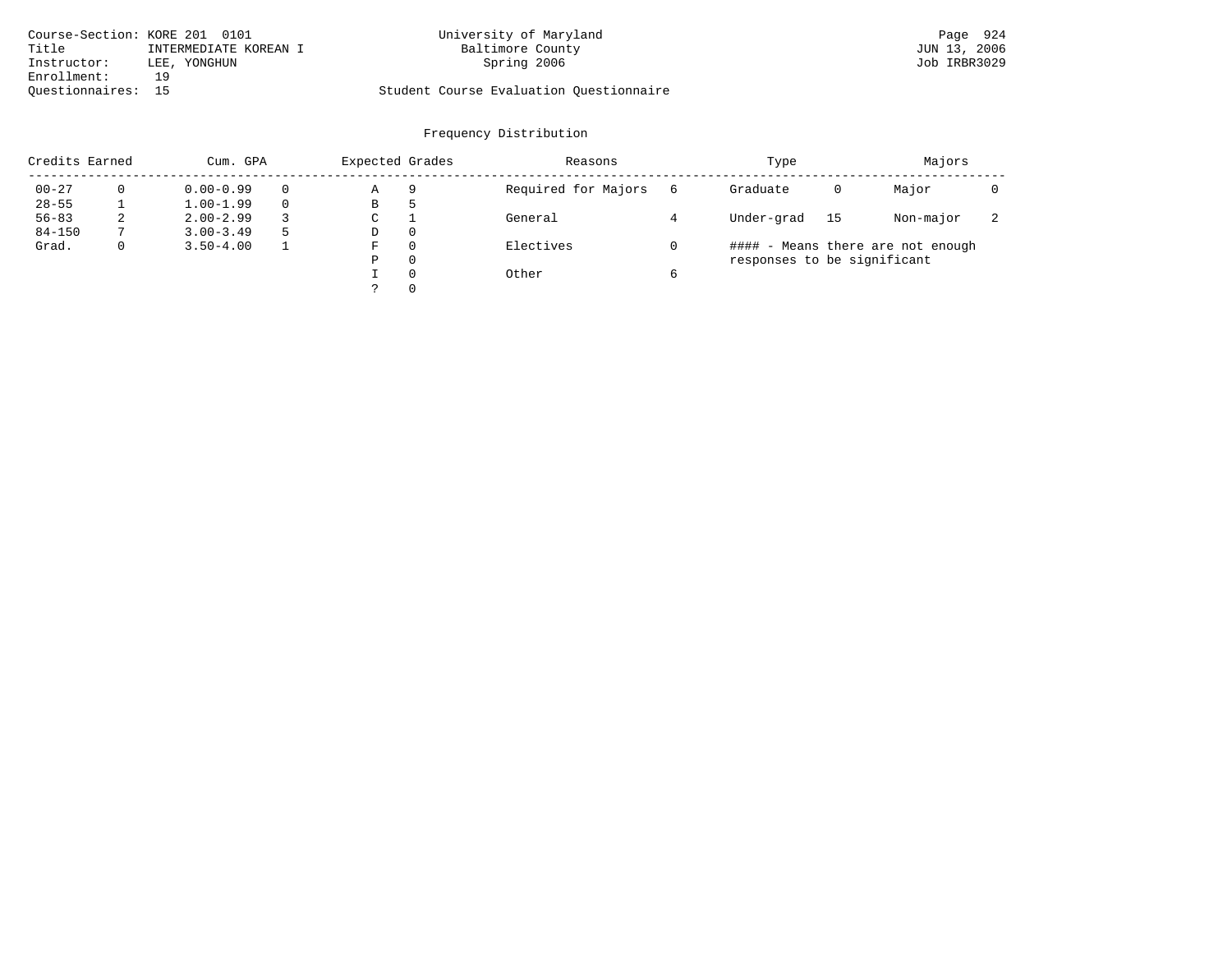Course-Section: KORE 201 0101
Title: INTERMEDIATE KOREAN I
Instructor: LEE, YONGHUN
Enrollment: 19
Questionnaires: 15

University of Maryland
Baltimore County
Spring 2006

Student Course Evaluation Questionnaire

Page 924
JUN 13, 2006
Job IRBR3029

## Frequency Distribution

| Credits Earned | | Cum. GPA | | Expected Grades | | Reasons | | Type | | Majors | |
|---|---|---|---|---|---|---|---|---|---|---|---|
| 00-27 | 0 | 0.00-0.99 | 0 | A | 9 | Required for Majors | 6 | Graduate | 0 | Major | 0 |
| 28-55 | 1 | 1.00-1.99 | 0 | B | 5 | | | | | | |
| 56-83 | 2 | 2.00-2.99 | 3 | C | 1 | General | 4 | Under-grad | 15 | Non-major | 2 |
| 84-150 | 7 | 3.00-3.49 | 5 | D | 0 | | | | | | |
| Grad. | 0 | 3.50-4.00 | 1 | F | 0 | Electives | 0 | | | | |
| | | | | P | 0 | | | | | | |
| | | | | I | 0 | Other | 6 | | | | |
| | | | | ? | 0 | | | | | | |

#### - Means there are not enough responses to be significant